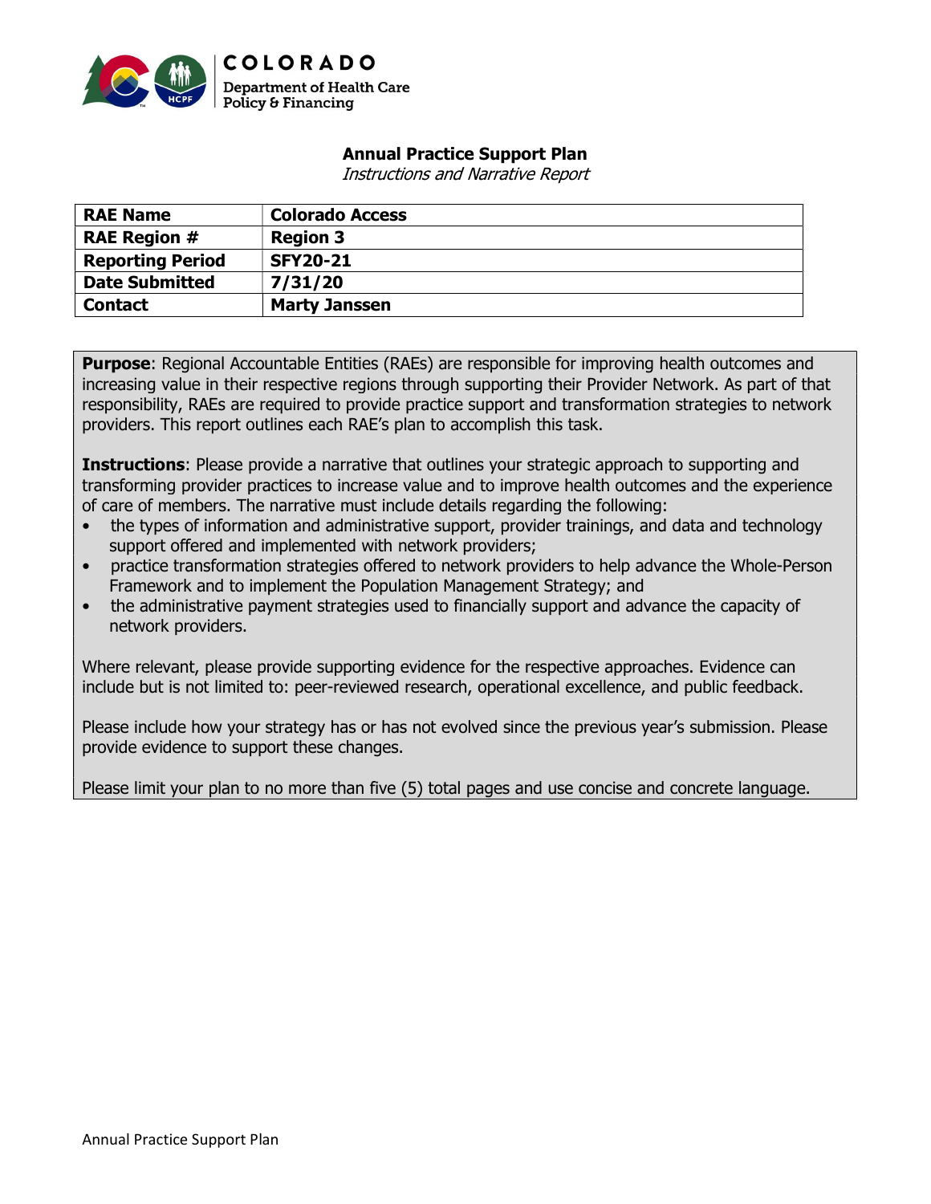COLORADO
Department of Health Care Policy & Financing

# Annual Practice Support Plan

*Instructions and Narrative Report*

| RAE Name | Colorado Access |
|---|---|
| RAE Region # | Region 3 |
| Reporting Period | SFY20-21 |
| Date Submitted | 7/31/20 |
| Contact | Marty Janssen |

**Purpose**: Regional Accountable Entities (RAEs) are responsible for improving health outcomes and increasing value in their respective regions through supporting their Provider Network. As part of that responsibility, RAEs are required to provide practice support and transformation strategies to network providers. This report outlines each RAE's plan to accomplish this task.

**Instructions**: Please provide a narrative that outlines your strategic approach to supporting and transforming provider practices to increase value and to improve health outcomes and the experience of care of members. The narrative must include details regarding the following:

- the types of information and administrative support, provider trainings, and data and technology support offered and implemented with network providers;
- practice transformation strategies offered to network providers to help advance the Whole-Person Framework and to implement the Population Management Strategy; and
- the administrative payment strategies used to financially support and advance the capacity of network providers.

Where relevant, please provide supporting evidence for the respective approaches. Evidence can include but is not limited to: peer-reviewed research, operational excellence, and public feedback.

Please include how your strategy has or has not evolved since the previous year's submission. Please provide evidence to support these changes.

Please limit your plan to no more than five (5) total pages and use concise and concrete language.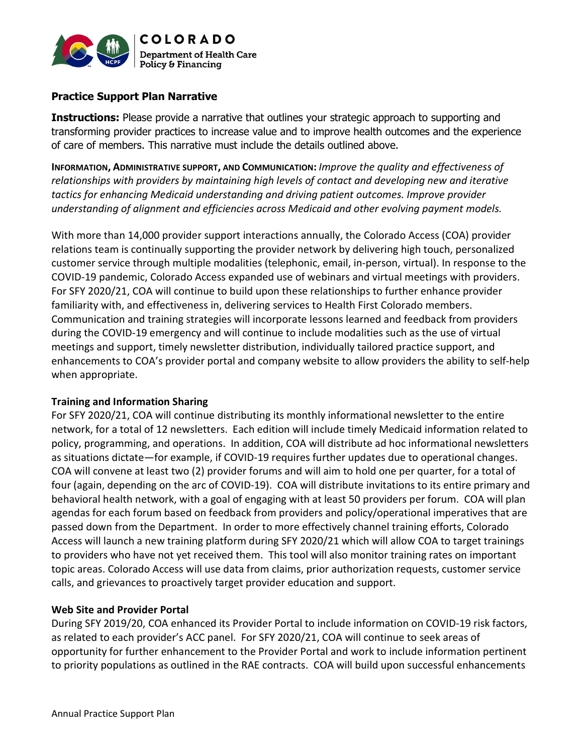## Practice Support Plan Narrative

**Instructions:** Please provide a narrative that outlines your strategic approach to supporting and transforming provider practices to increase value and to improve health outcomes and the experience of care of members. This narrative must include the details outlined above.

**INFORMATION, ADMINISTRATIVE SUPPORT, AND COMMUNICATION:** *Improve the quality and effectiveness of relationships with providers by maintaining high levels of contact and developing new and iterative tactics for enhancing Medicaid understanding and driving patient outcomes. Improve provider understanding of alignment and efficiencies across Medicaid and other evolving payment models.*

With more than 14,000 provider support interactions annually, the Colorado Access (COA) provider relations team is continually supporting the provider network by delivering high touch, personalized customer service through multiple modalities (telephonic, email, in-person, virtual). In response to the COVID-19 pandemic, Colorado Access expanded use of webinars and virtual meetings with providers. For SFY 2020/21, COA will continue to build upon these relationships to further enhance provider familiarity with, and effectiveness in, delivering services to Health First Colorado members. Communication and training strategies will incorporate lessons learned and feedback from providers during the COVID-19 emergency and will continue to include modalities such as the use of virtual meetings and support, timely newsletter distribution, individually tailored practice support, and enhancements to COA's provider portal and company website to allow providers the ability to self-help when appropriate.

### Training and Information Sharing

For SFY 2020/21, COA will continue distributing its monthly informational newsletter to the entire network, for a total of 12 newsletters. Each edition will include timely Medicaid information related to policy, programming, and operations. In addition, COA will distribute ad hoc informational newsletters as situations dictate—for example, if COVID-19 requires further updates due to operational changes. COA will convene at least two (2) provider forums and will aim to hold one per quarter, for a total of four (again, depending on the arc of COVID-19). COA will distribute invitations to its entire primary and behavioral health network, with a goal of engaging with at least 50 providers per forum. COA will plan agendas for each forum based on feedback from providers and policy/operational imperatives that are passed down from the Department. In order to more effectively channel training efforts, Colorado Access will launch a new training platform during SFY 2020/21 which will allow COA to target trainings to providers who have not yet received them. This tool will also monitor training rates on important topic areas. Colorado Access will use data from claims, prior authorization requests, customer service calls, and grievances to proactively target provider education and support.

### Web Site and Provider Portal

During SFY 2019/20, COA enhanced its Provider Portal to include information on COVID-19 risk factors, as related to each provider's ACC panel. For SFY 2020/21, COA will continue to seek areas of opportunity for further enhancement to the Provider Portal and work to include information pertinent to priority populations as outlined in the RAE contracts. COA will build upon successful enhancements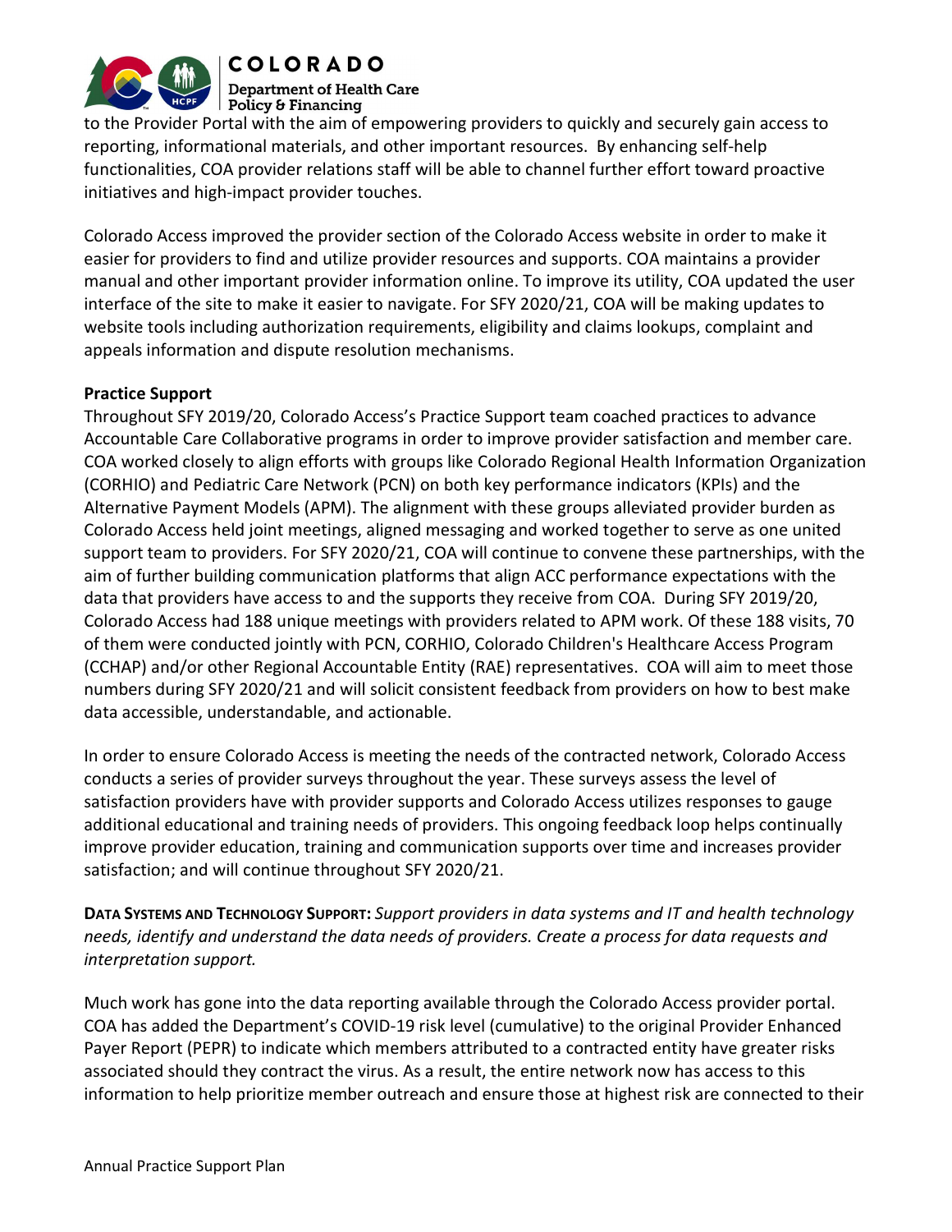to the Provider Portal with the aim of empowering providers to quickly and securely gain access to reporting, informational materials, and other important resources. By enhancing self-help functionalities, COA provider relations staff will be able to channel further effort toward proactive initiatives and high-impact provider touches.

Colorado Access improved the provider section of the Colorado Access website in order to make it easier for providers to find and utilize provider resources and supports. COA maintains a provider manual and other important provider information online. To improve its utility, COA updated the user interface of the site to make it easier to navigate. For SFY 2020/21, COA will be making updates to website tools including authorization requirements, eligibility and claims lookups, complaint and appeals information and dispute resolution mechanisms.

**Practice Support**

Throughout SFY 2019/20, Colorado Access's Practice Support team coached practices to advance Accountable Care Collaborative programs in order to improve provider satisfaction and member care. COA worked closely to align efforts with groups like Colorado Regional Health Information Organization (CORHIO) and Pediatric Care Network (PCN) on both key performance indicators (KPIs) and the Alternative Payment Models (APM). The alignment with these groups alleviated provider burden as Colorado Access held joint meetings, aligned messaging and worked together to serve as one united support team to providers. For SFY 2020/21, COA will continue to convene these partnerships, with the aim of further building communication platforms that align ACC performance expectations with the data that providers have access to and the supports they receive from COA. During SFY 2019/20, Colorado Access had 188 unique meetings with providers related to APM work. Of these 188 visits, 70 of them were conducted jointly with PCN, CORHIO, Colorado Children's Healthcare Access Program (CCHAP) and/or other Regional Accountable Entity (RAE) representatives. COA will aim to meet those numbers during SFY 2020/21 and will solicit consistent feedback from providers on how to best make data accessible, understandable, and actionable.

In order to ensure Colorado Access is meeting the needs of the contracted network, Colorado Access conducts a series of provider surveys throughout the year. These surveys assess the level of satisfaction providers have with provider supports and Colorado Access utilizes responses to gauge additional educational and training needs of providers. This ongoing feedback loop helps continually improve provider education, training and communication supports over time and increases provider satisfaction; and will continue throughout SFY 2020/21.

**Data Systems and Technology Support:** *Support providers in data systems and IT and health technology needs, identify and understand the data needs of providers. Create a process for data requests and interpretation support.*

Much work has gone into the data reporting available through the Colorado Access provider portal. COA has added the Department's COVID-19 risk level (cumulative) to the original Provider Enhanced Payer Report (PEPR) to indicate which members attributed to a contracted entity have greater risks associated should they contract the virus. As a result, the entire network now has access to this information to help prioritize member outreach and ensure those at highest risk are connected to their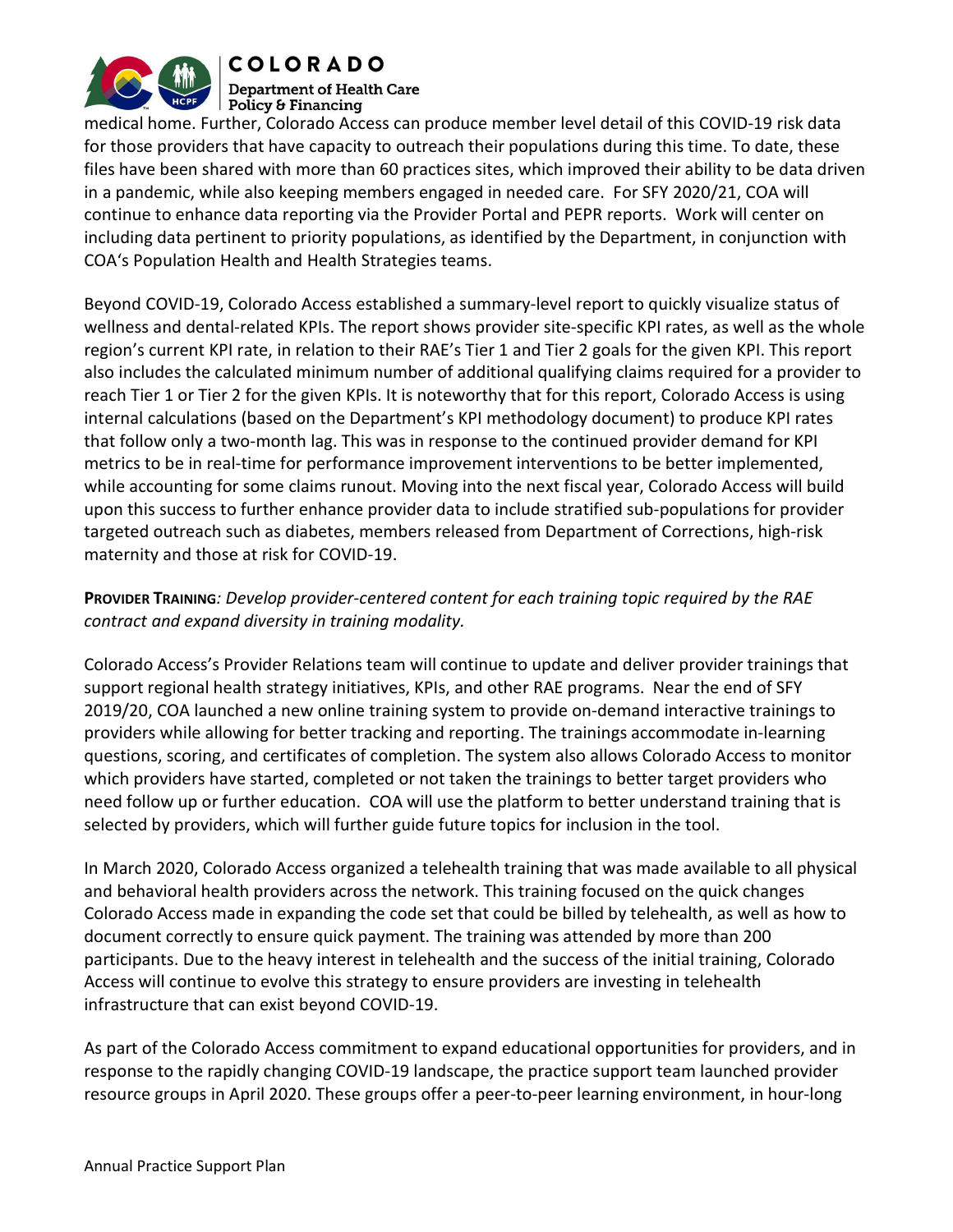medical home. Further, Colorado Access can produce member level detail of this COVID-19 risk data for those providers that have capacity to outreach their populations during this time. To date, these files have been shared with more than 60 practices sites, which improved their ability to be data driven in a pandemic, while also keeping members engaged in needed care. For SFY 2020/21, COA will continue to enhance data reporting via the Provider Portal and PEPR reports. Work will center on including data pertinent to priority populations, as identified by the Department, in conjunction with COA's Population Health and Health Strategies teams.

Beyond COVID-19, Colorado Access established a summary-level report to quickly visualize status of wellness and dental-related KPIs. The report shows provider site-specific KPI rates, as well as the whole region's current KPI rate, in relation to their RAE's Tier 1 and Tier 2 goals for the given KPI. This report also includes the calculated minimum number of additional qualifying claims required for a provider to reach Tier 1 or Tier 2 for the given KPIs. It is noteworthy that for this report, Colorado Access is using internal calculations (based on the Department's KPI methodology document) to produce KPI rates that follow only a two-month lag. This was in response to the continued provider demand for KPI metrics to be in real-time for performance improvement interventions to be better implemented, while accounting for some claims runout. Moving into the next fiscal year, Colorado Access will build upon this success to further enhance provider data to include stratified sub-populations for provider targeted outreach such as diabetes, members released from Department of Corrections, high-risk maternity and those at risk for COVID-19.

**PROVIDER TRAINING***: Develop provider-centered content for each training topic required by the RAE contract and expand diversity in training modality.*

Colorado Access's Provider Relations team will continue to update and deliver provider trainings that support regional health strategy initiatives, KPIs, and other RAE programs. Near the end of SFY 2019/20, COA launched a new online training system to provide on-demand interactive trainings to providers while allowing for better tracking and reporting. The trainings accommodate in-learning questions, scoring, and certificates of completion. The system also allows Colorado Access to monitor which providers have started, completed or not taken the trainings to better target providers who need follow up or further education. COA will use the platform to better understand training that is selected by providers, which will further guide future topics for inclusion in the tool.

In March 2020, Colorado Access organized a telehealth training that was made available to all physical and behavioral health providers across the network. This training focused on the quick changes Colorado Access made in expanding the code set that could be billed by telehealth, as well as how to document correctly to ensure quick payment. The training was attended by more than 200 participants. Due to the heavy interest in telehealth and the success of the initial training, Colorado Access will continue to evolve this strategy to ensure providers are investing in telehealth infrastructure that can exist beyond COVID-19.

As part of the Colorado Access commitment to expand educational opportunities for providers, and in response to the rapidly changing COVID-19 landscape, the practice support team launched provider resource groups in April 2020. These groups offer a peer-to-peer learning environment, in hour-long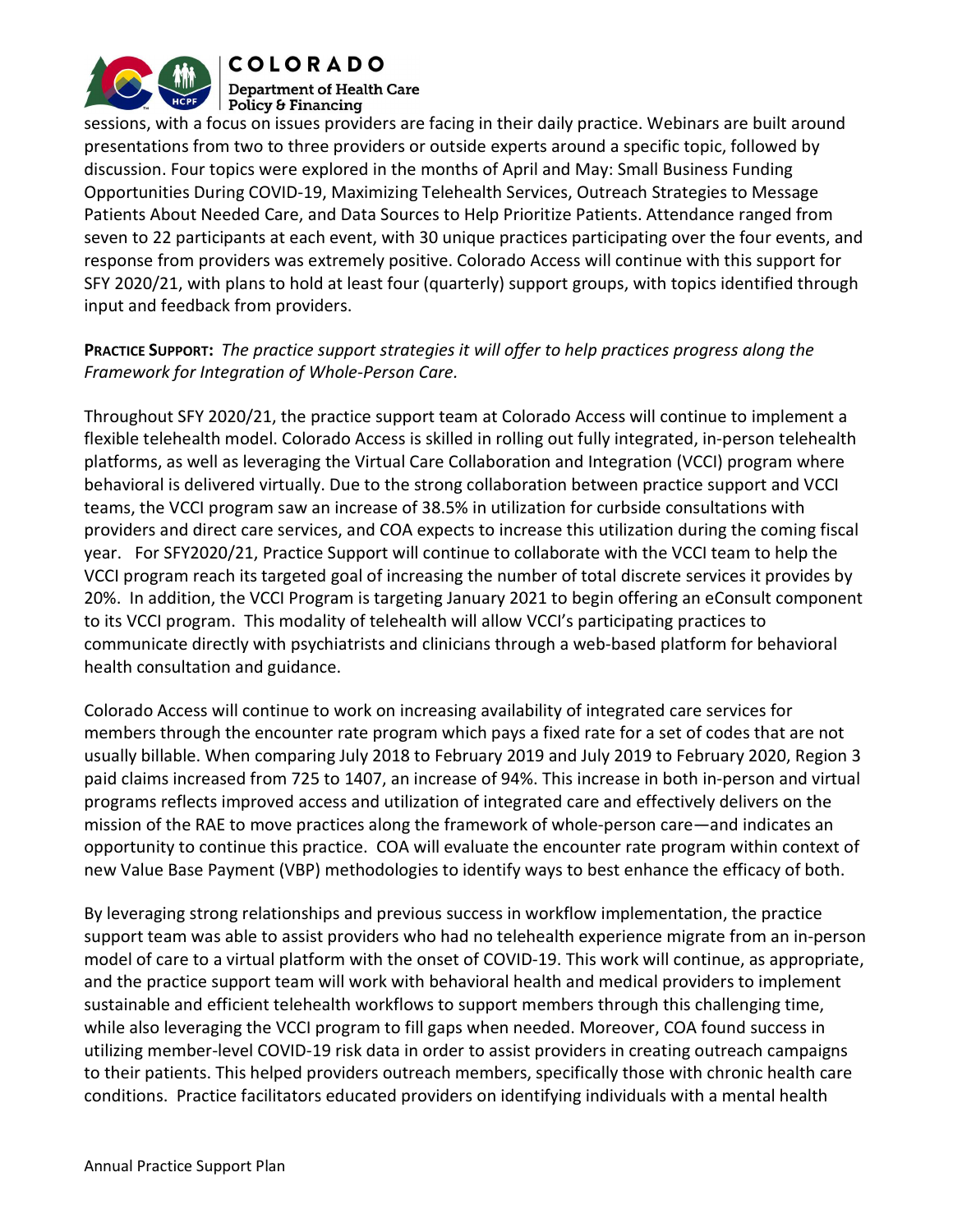sessions, with a focus on issues providers are facing in their daily practice. Webinars are built around presentations from two to three providers or outside experts around a specific topic, followed by discussion. Four topics were explored in the months of April and May: Small Business Funding Opportunities During COVID-19, Maximizing Telehealth Services, Outreach Strategies to Message Patients About Needed Care, and Data Sources to Help Prioritize Patients. Attendance ranged from seven to 22 participants at each event, with 30 unique practices participating over the four events, and response from providers was extremely positive. Colorado Access will continue with this support for SFY 2020/21, with plans to hold at least four (quarterly) support groups, with topics identified through input and feedback from providers.

**PRACTICE SUPPORT:** *The practice support strategies it will offer to help practices progress along the Framework for Integration of Whole-Person Care.*

Throughout SFY 2020/21, the practice support team at Colorado Access will continue to implement a flexible telehealth model. Colorado Access is skilled in rolling out fully integrated, in-person telehealth platforms, as well as leveraging the Virtual Care Collaboration and Integration (VCCI) program where behavioral is delivered virtually. Due to the strong collaboration between practice support and VCCI teams, the VCCI program saw an increase of 38.5% in utilization for curbside consultations with providers and direct care services, and COA expects to increase this utilization during the coming fiscal year. For SFY2020/21, Practice Support will continue to collaborate with the VCCI team to help the VCCI program reach its targeted goal of increasing the number of total discrete services it provides by 20%. In addition, the VCCI Program is targeting January 2021 to begin offering an eConsult component to its VCCI program. This modality of telehealth will allow VCCI's participating practices to communicate directly with psychiatrists and clinicians through a web-based platform for behavioral health consultation and guidance.

Colorado Access will continue to work on increasing availability of integrated care services for members through the encounter rate program which pays a fixed rate for a set of codes that are not usually billable. When comparing July 2018 to February 2019 and July 2019 to February 2020, Region 3 paid claims increased from 725 to 1407, an increase of 94%. This increase in both in-person and virtual programs reflects improved access and utilization of integrated care and effectively delivers on the mission of the RAE to move practices along the framework of whole-person care—and indicates an opportunity to continue this practice. COA will evaluate the encounter rate program within context of new Value Base Payment (VBP) methodologies to identify ways to best enhance the efficacy of both.

By leveraging strong relationships and previous success in workflow implementation, the practice support team was able to assist providers who had no telehealth experience migrate from an in-person model of care to a virtual platform with the onset of COVID-19. This work will continue, as appropriate, and the practice support team will work with behavioral health and medical providers to implement sustainable and efficient telehealth workflows to support members through this challenging time, while also leveraging the VCCI program to fill gaps when needed. Moreover, COA found success in utilizing member-level COVID-19 risk data in order to assist providers in creating outreach campaigns to their patients. This helped providers outreach members, specifically those with chronic health care conditions. Practice facilitators educated providers on identifying individuals with a mental health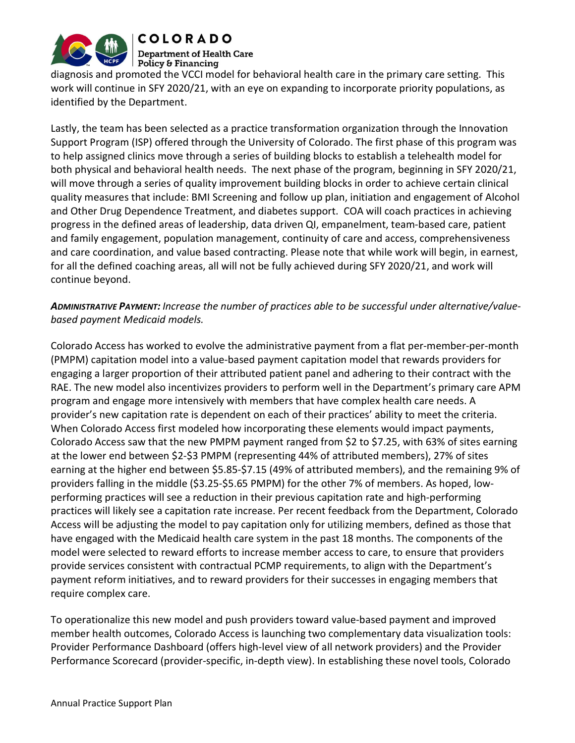diagnosis and promoted the VCCI model for behavioral health care in the primary care setting. This work will continue in SFY 2020/21, with an eye on expanding to incorporate priority populations, as identified by the Department.

Lastly, the team has been selected as a practice transformation organization through the Innovation Support Program (ISP) offered through the University of Colorado. The first phase of this program was to help assigned clinics move through a series of building blocks to establish a telehealth model for both physical and behavioral health needs. The next phase of the program, beginning in SFY 2020/21, will move through a series of quality improvement building blocks in order to achieve certain clinical quality measures that include: BMI Screening and follow up plan, initiation and engagement of Alcohol and Other Drug Dependence Treatment, and diabetes support. COA will coach practices in achieving progress in the defined areas of leadership, data driven QI, empanelment, team-based care, patient and family engagement, population management, continuity of care and access, comprehensiveness and care coordination, and value based contracting. Please note that while work will begin, in earnest, for all the defined coaching areas, all will not be fully achieved during SFY 2020/21, and work will continue beyond.

***Administrative Payment:*** *Increase the number of practices able to be successful under alternative/value-based payment Medicaid models.*

Colorado Access has worked to evolve the administrative payment from a flat per-member-per-month (PMPM) capitation model into a value-based payment capitation model that rewards providers for engaging a larger proportion of their attributed patient panel and adhering to their contract with the RAE. The new model also incentivizes providers to perform well in the Department's primary care APM program and engage more intensively with members that have complex health care needs. A provider's new capitation rate is dependent on each of their practices' ability to meet the criteria. When Colorado Access first modeled how incorporating these elements would impact payments, Colorado Access saw that the new PMPM payment ranged from \$2 to \$7.25, with 63% of sites earning at the lower end between \$2-\$3 PMPM (representing 44% of attributed members), 27% of sites earning at the higher end between \$5.85-\$7.15 (49% of attributed members), and the remaining 9% of providers falling in the middle (\$3.25-\$5.65 PMPM) for the other 7% of members. As hoped, low-performing practices will see a reduction in their previous capitation rate and high-performing practices will likely see a capitation rate increase. Per recent feedback from the Department, Colorado Access will be adjusting the model to pay capitation only for utilizing members, defined as those that have engaged with the Medicaid health care system in the past 18 months. The components of the model were selected to reward efforts to increase member access to care, to ensure that providers provide services consistent with contractual PCMP requirements, to align with the Department's payment reform initiatives, and to reward providers for their successes in engaging members that require complex care.

To operationalize this new model and push providers toward value-based payment and improved member health outcomes, Colorado Access is launching two complementary data visualization tools: Provider Performance Dashboard (offers high-level view of all network providers) and the Provider Performance Scorecard (provider-specific, in-depth view). In establishing these novel tools, Colorado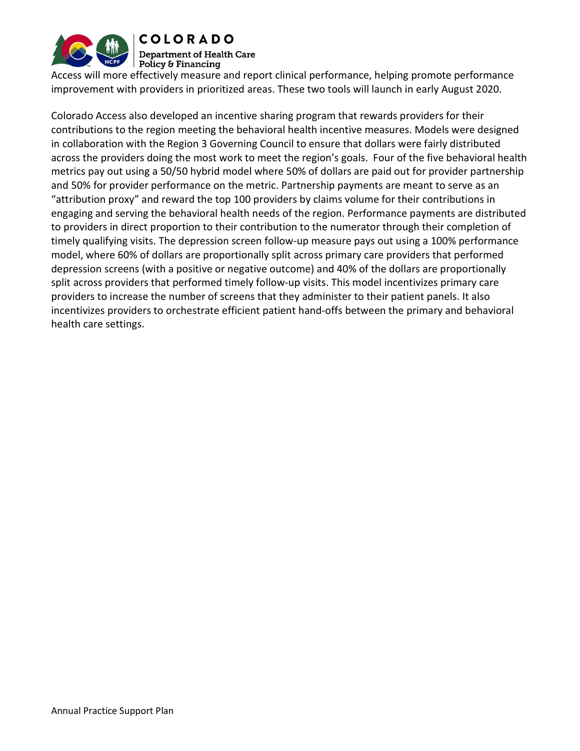Access will more effectively measure and report clinical performance, helping promote performance improvement with providers in prioritized areas. These two tools will launch in early August 2020.

Colorado Access also developed an incentive sharing program that rewards providers for their contributions to the region meeting the behavioral health incentive measures. Models were designed in collaboration with the Region 3 Governing Council to ensure that dollars were fairly distributed across the providers doing the most work to meet the region's goals. Four of the five behavioral health metrics pay out using a 50/50 hybrid model where 50% of dollars are paid out for provider partnership and 50% for provider performance on the metric. Partnership payments are meant to serve as an "attribution proxy" and reward the top 100 providers by claims volume for their contributions in engaging and serving the behavioral health needs of the region. Performance payments are distributed to providers in direct proportion to their contribution to the numerator through their completion of timely qualifying visits. The depression screen follow-up measure pays out using a 100% performance model, where 60% of dollars are proportionally split across primary care providers that performed depression screens (with a positive or negative outcome) and 40% of the dollars are proportionally split across providers that performed timely follow-up visits. This model incentivizes primary care providers to increase the number of screens that they administer to their patient panels. It also incentivizes providers to orchestrate efficient patient hand-offs between the primary and behavioral health care settings.